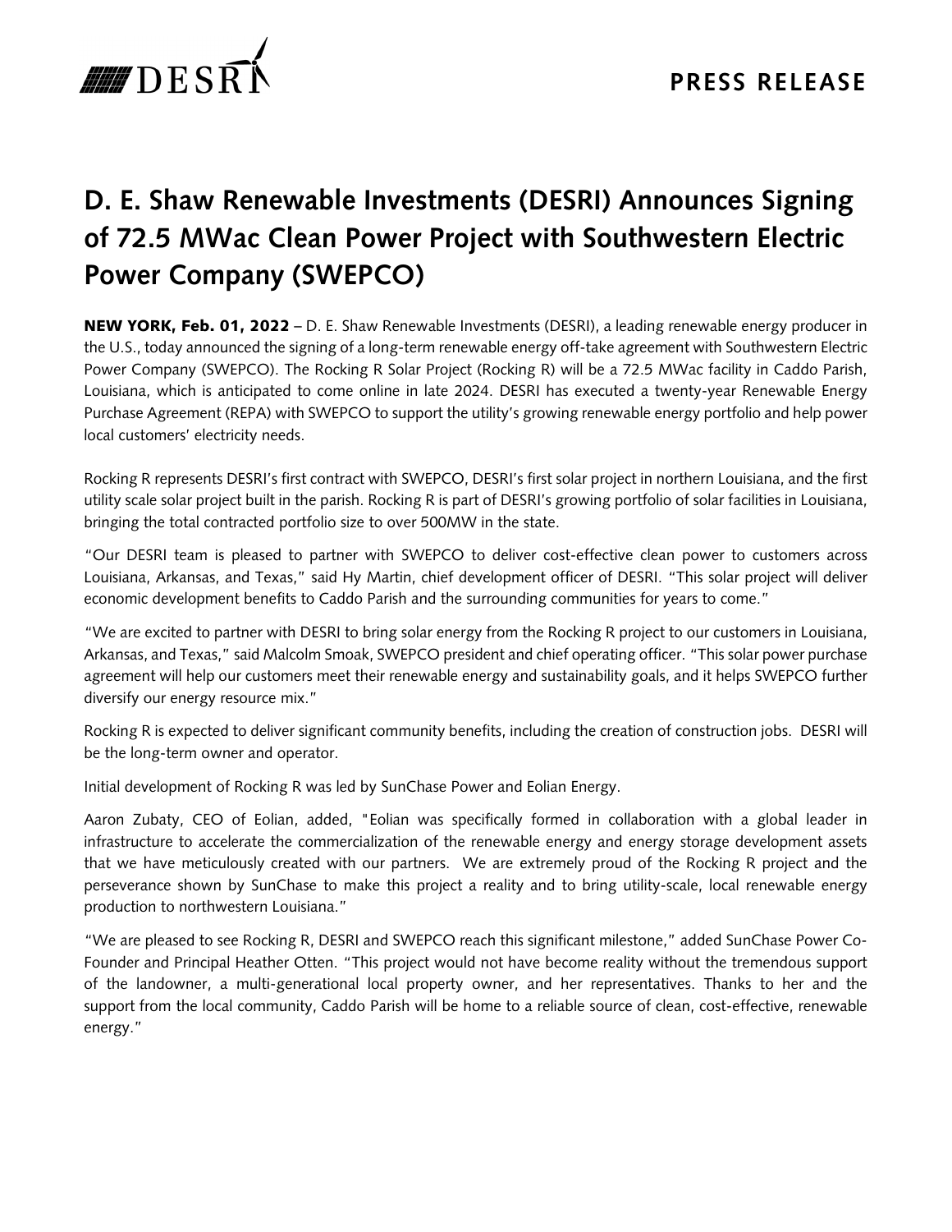DESRI

**PRESS RELEASE**

# D. E. Shaw Renewable Investments (DESRI) Announces Signing of 72.5 MWac Clean Power Project with Southwestern Electric Power Company (SWEPCO)

**NEW YORK, Feb. 01, 2022** – D. E. Shaw Renewable Investments (DESRI), a leading renewable energy producer in the U.S., today announced the signing of a long-term renewable energy off-take agreement with Southwestern Electric Power Company (SWEPCO). The Rocking R Solar Project (Rocking R) will be a 72.5 MWac facility in Caddo Parish, Louisiana, which is anticipated to come online in late 2024. DESRI has executed a twenty-year Renewable Energy Purchase Agreement (REPA) with SWEPCO to support the utility's growing renewable energy portfolio and help power local customers' electricity needs.

Rocking R represents DESRI's first contract with SWEPCO, DESRI's first solar project in northern Louisiana, and the first utility scale solar project built in the parish. Rocking R is part of DESRI's growing portfolio of solar facilities in Louisiana, bringing the total contracted portfolio size to over 500MW in the state.

"Our DESRI team is pleased to partner with SWEPCO to deliver cost-effective clean power to customers across Louisiana, Arkansas, and Texas," said Hy Martin, chief development officer of DESRI. "This solar project will deliver economic development benefits to Caddo Parish and the surrounding communities for years to come."

"We are excited to partner with DESRI to bring solar energy from the Rocking R project to our customers in Louisiana, Arkansas, and Texas," said Malcolm Smoak, SWEPCO president and chief operating officer. "This solar power purchase agreement will help our customers meet their renewable energy and sustainability goals, and it helps SWEPCO further diversify our energy resource mix."

Rocking R is expected to deliver significant community benefits, including the creation of construction jobs. DESRI will be the long-term owner and operator.

Initial development of Rocking R was led by SunChase Power and Eolian Energy.

Aaron Zubaty, CEO of Eolian, added, "Eolian was specifically formed in collaboration with a global leader in infrastructure to accelerate the commercialization of the renewable energy and energy storage development assets that we have meticulously created with our partners. We are extremely proud of the Rocking R project and the perseverance shown by SunChase to make this project a reality and to bring utility-scale, local renewable energy production to northwestern Louisiana."

"We are pleased to see Rocking R, DESRI and SWEPCO reach this significant milestone," added SunChase Power Co-Founder and Principal Heather Otten. "This project would not have become reality without the tremendous support of the landowner, a multi-generational local property owner, and her representatives. Thanks to her and the support from the local community, Caddo Parish will be home to a reliable source of clean, cost-effective, renewable energy."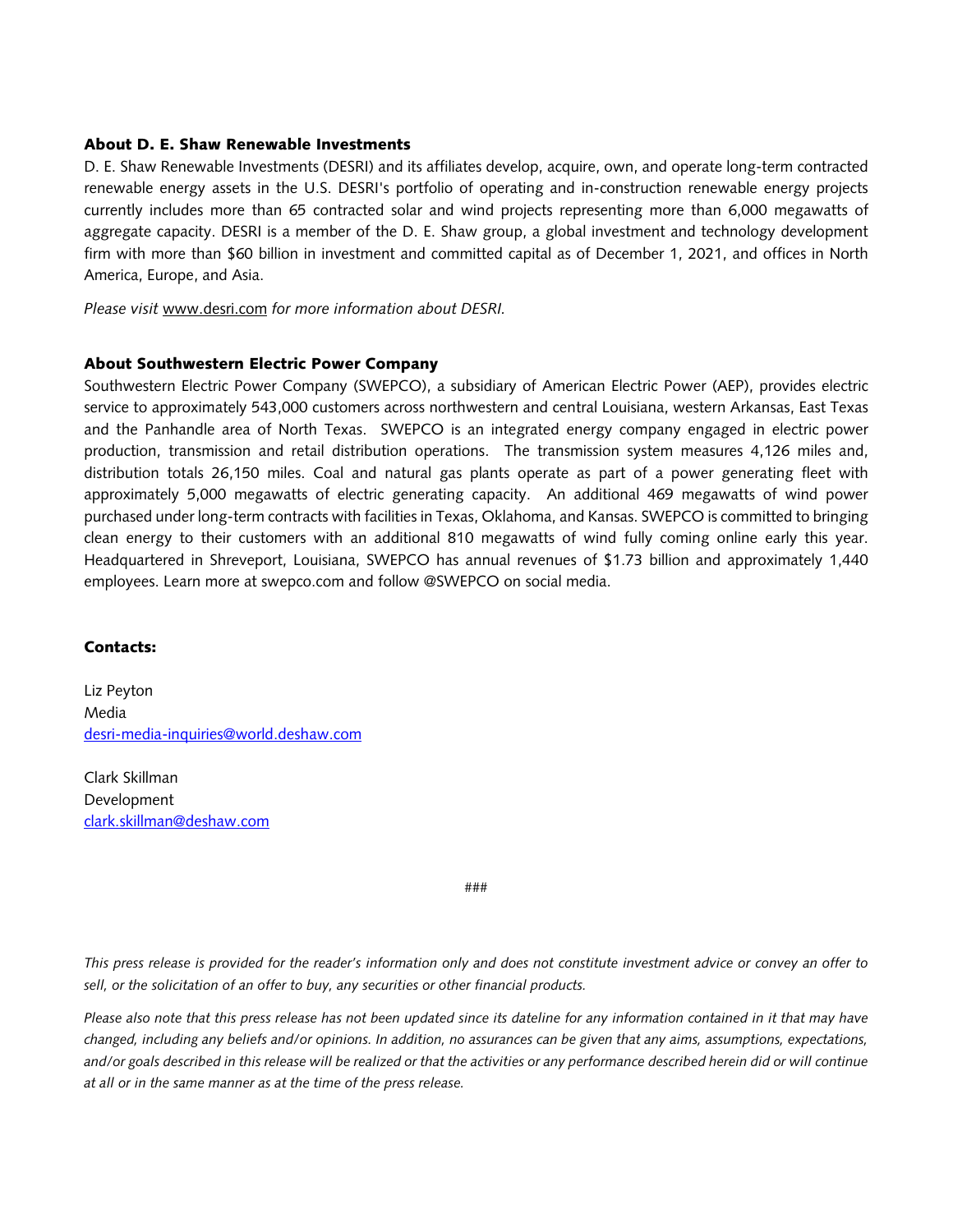**About D. E. Shaw Renewable Investments**

D. E. Shaw Renewable Investments (DESRI) and its affiliates develop, acquire, own, and operate long-term contracted renewable energy assets in the U.S. DESRI's portfolio of operating and in-construction renewable energy projects currently includes more than 65 contracted solar and wind projects representing more than 6,000 megawatts of aggregate capacity. DESRI is a member of the D. E. Shaw group, a global investment and technology development firm with more than $60 billion in investment and committed capital as of December 1, 2021, and offices in North America, Europe, and Asia.

*Please visit* www.desri.com *for more information about DESRI.*

**About Southwestern Electric Power Company**

Southwestern Electric Power Company (SWEPCO), a subsidiary of American Electric Power (AEP), provides electric service to approximately 543,000 customers across northwestern and central Louisiana, western Arkansas, East Texas and the Panhandle area of North Texas. SWEPCO is an integrated energy company engaged in electric power production, transmission and retail distribution operations. The transmission system measures 4,126 miles and, distribution totals 26,150 miles. Coal and natural gas plants operate as part of a power generating fleet with approximately 5,000 megawatts of electric generating capacity. An additional 469 megawatts of wind power purchased under long-term contracts with facilities in Texas, Oklahoma, and Kansas. SWEPCO is committed to bringing clean energy to their customers with an additional 810 megawatts of wind fully coming online early this year. Headquartered in Shreveport, Louisiana, SWEPCO has annual revenues of $1.73 billion and approximately 1,440 employees. Learn more at swepco.com and follow @SWEPCO on social media.

**Contacts:**

Liz Peyton
Media
desri-media-inquiries@world.deshaw.com

Clark Skillman
Development
clark.skillman@deshaw.com

###

*This press release is provided for the reader's information only and does not constitute investment advice or convey an offer to sell, or the solicitation of an offer to buy, any securities or other financial products.*

*Please also note that this press release has not been updated since its dateline for any information contained in it that may have changed, including any beliefs and/or opinions. In addition, no assurances can be given that any aims, assumptions, expectations, and/or goals described in this release will be realized or that the activities or any performance described herein did or will continue at all or in the same manner as at the time of the press release.*